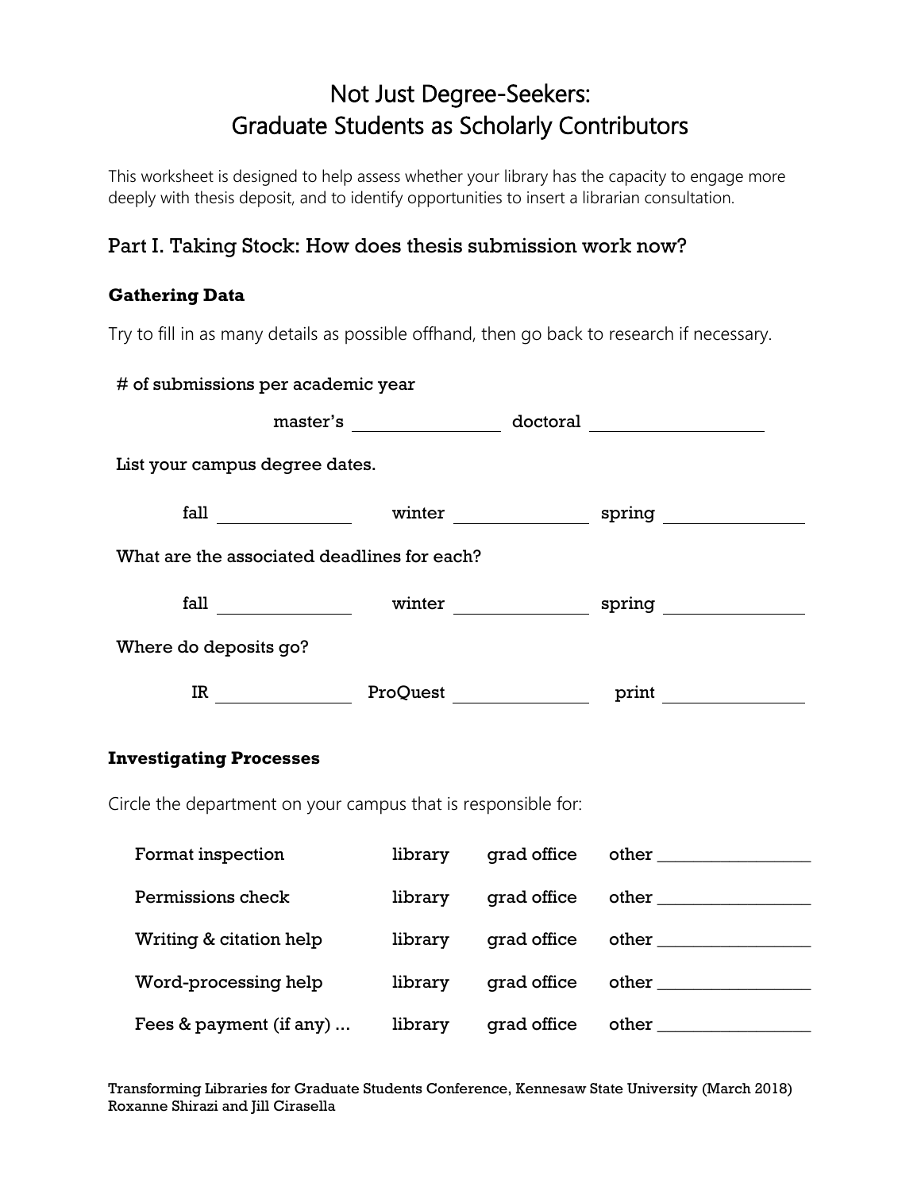# Not Just Degree-Seekers: Graduate Students as Scholarly Contributors

This worksheet is designed to help assess whether your library has the capacity to engage more deeply with thesis deposit, and to identify opportunities to insert a librarian consultation.

## Part I. Taking Stock: How does thesis submission work now?

### Gathering Data

Try to fill in as many details as possible offhand, then go back to research if necessary.

# of submissions per academic year

master's ______________ doctoral ______________

List your campus degree dates.

fall ______________ winter ______________ spring ______________

What are the associated deadlines for each?

fall ______________ winter ______________ spring ______________

Where do deposits go?

IR ______________ ProQuest ______________ print ______________

### Investigating Processes

Circle the department on your campus that is responsible for:

| | | | |
|---|---|---|---|
| Format inspection | library | grad office | other ______________ |
| Permissions check | library | grad office | other ______________ |
| Writing & citation help | library | grad office | other ______________ |
| Word-processing help | library | grad office | other ______________ |
| Fees & payment (if any) ... | library | grad office | other ______________ |

Transforming Libraries for Graduate Students Conference, Kennesaw State University (March 2018)
Roxanne Shirazi and Jill Cirasella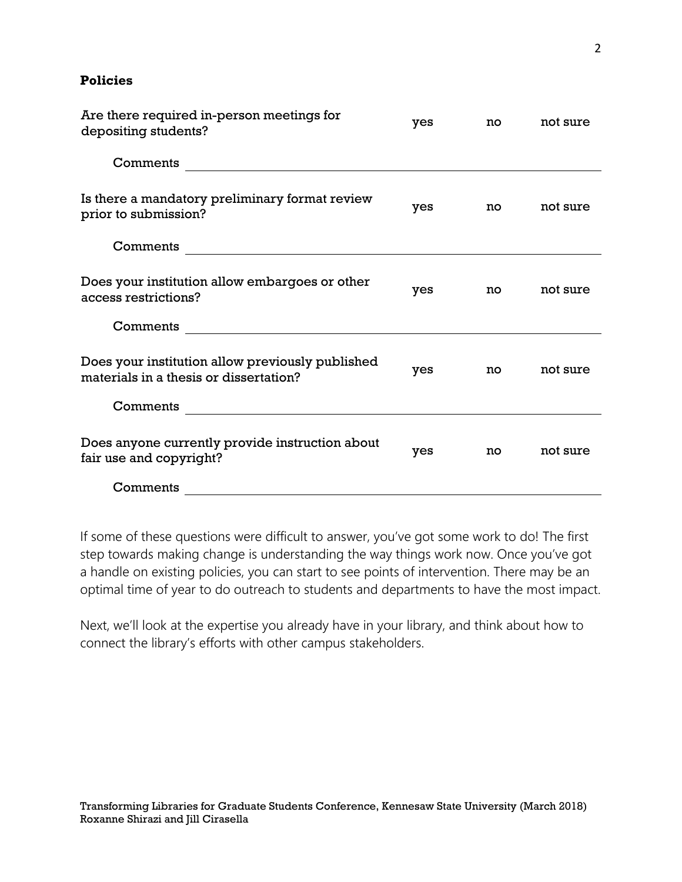**Policies**

| Question | | | |
|---|---|---|---|
| Are there required in-person meetings for depositing students? | yes | no | not sure |
| Comments | | | |
| Is there a mandatory preliminary format review prior to submission? | yes | no | not sure |
| Comments | | | |
| Does your institution allow embargoes or other access restrictions? | yes | no | not sure |
| Comments | | | |
| Does your institution allow previously published materials in a thesis or dissertation? | yes | no | not sure |
| Comments | | | |
| Does anyone currently provide instruction about fair use and copyright? | yes | no | not sure |
| Comments | | | |

If some of these questions were difficult to answer, you've got some work to do! The first step towards making change is understanding the way things work now. Once you've got a handle on existing policies, you can start to see points of intervention. There may be an optimal time of year to do outreach to students and departments to have the most impact.

Next, we'll look at the expertise you already have in your library, and think about how to connect the library's efforts with other campus stakeholders.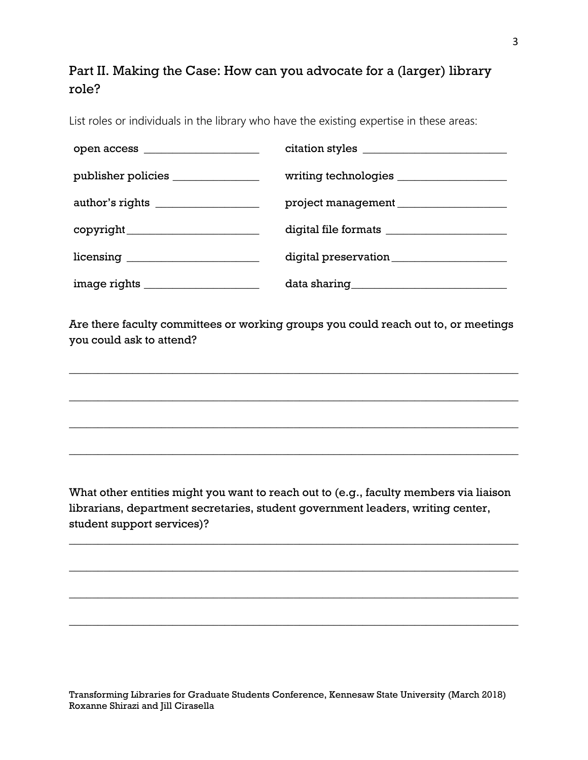## Part II. Making the Case: How can you advocate for a (larger) library role?

List roles or individuals in the library who have the existing expertise in these areas:

| | |
|---|---|
| open access ___________________ | citation styles ________________________ |
| publisher policies ______________ | writing technologies __________________ |
| author's rights _________________ | project management __________________ |
| copyright______________________ | digital file formats ____________________ |
| licensing ______________________ | digital preservation ___________________ |
| image rights ___________________ | data sharing__________________________ |

**Are there faculty committees or working groups you could reach out to, or meetings you could ask to attend?**

___________________________________________________________________________

___________________________________________________________________________

___________________________________________________________________________

___________________________________________________________________________

**What other entities might you want to reach out to (e.g., faculty members via liaison librarians, department secretaries, student government leaders, writing center, student support services)?**

___________________________________________________________________________

___________________________________________________________________________

___________________________________________________________________________

___________________________________________________________________________

Transforming Libraries for Graduate Students Conference, Kennesaw State University (March 2018)
Roxanne Shirazi and Jill Cirasella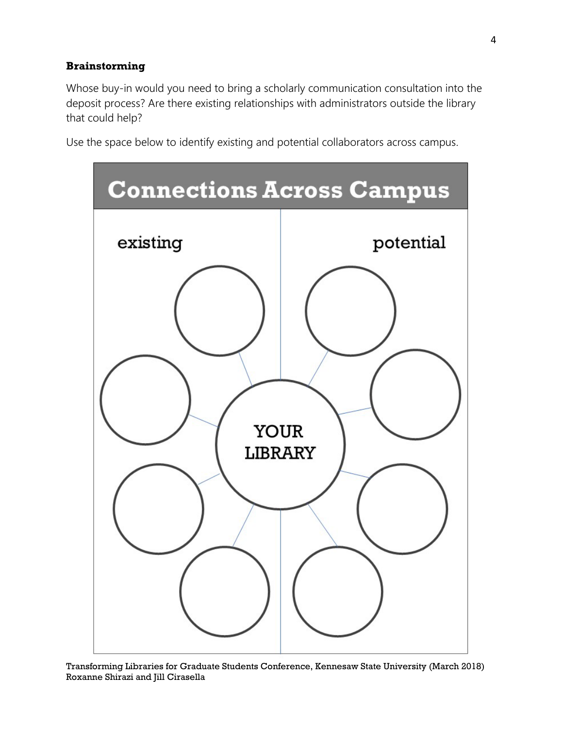**Brainstorming**

Whose buy-in would you need to bring a scholarly communication consultation into the deposit process? Are there existing relationships with administrators outside the library that could help?

Use the space below to identify existing and potential collaborators across campus.

Connections Across Campus

existing

potential

YOUR LIBRARY

Transforming Libraries for Graduate Students Conference, Kennesaw State University (March 2018)
Roxanne Shirazi and Jill Cirasella